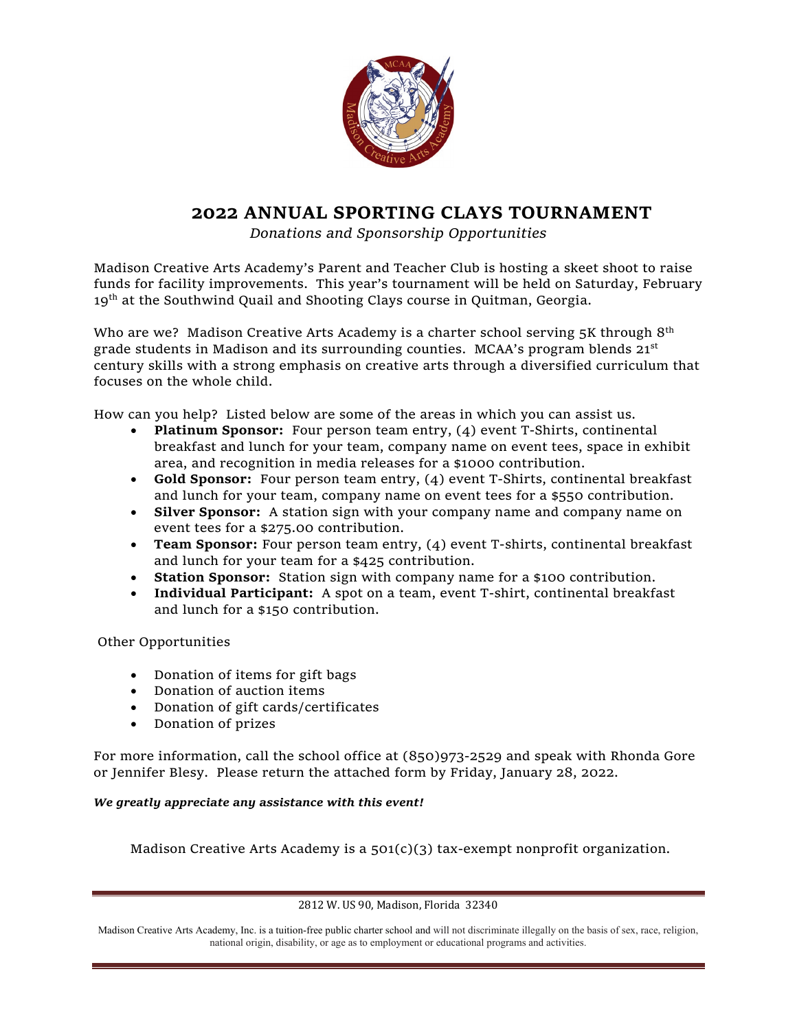# 2022 ANNUAL SPORTING CLAYS TOURNAMENT

*Donations and Sponsorship Opportunities*

Madison Creative Arts Academy's Parent and Teacher Club is hosting a skeet shoot to raise funds for facility improvements. This year's tournament will be held on Saturday, February 19th at the Southwind Quail and Shooting Clays course in Quitman, Georgia.

Who are we? Madison Creative Arts Academy is a charter school serving 5K through 8th grade students in Madison and its surrounding counties. MCAA's program blends 21st century skills with a strong emphasis on creative arts through a diversified curriculum that focuses on the whole child.

How can you help? Listed below are some of the areas in which you can assist us.

- **Platinum Sponsor:** Four person team entry, (4) event T-Shirts, continental breakfast and lunch for your team, company name on event tees, space in exhibit area, and recognition in media releases for a $1000 contribution.
- **Gold Sponsor:** Four person team entry, (4) event T-Shirts, continental breakfast and lunch for your team, company name on event tees for a $550 contribution.
- **Silver Sponsor:** A station sign with your company name and company name on event tees for a $275.00 contribution.
- **Team Sponsor:** Four person team entry, (4) event T-shirts, continental breakfast and lunch for your team for a $425 contribution.
- **Station Sponsor:** Station sign with company name for a $100 contribution.
- **Individual Participant:** A spot on a team, event T-shirt, continental breakfast and lunch for a $150 contribution.

Other Opportunities

- Donation of items for gift bags
- Donation of auction items
- Donation of gift cards/certificates
- Donation of prizes

For more information, call the school office at (850)973-2529 and speak with Rhonda Gore or Jennifer Blesy. Please return the attached form by Friday, January 28, 2022.

***We greatly appreciate any assistance with this event!***

Madison Creative Arts Academy is a 501(c)(3) tax-exempt nonprofit organization.

2812 W. US 90, Madison, Florida 32340

Madison Creative Arts Academy, Inc. is a tuition-free public charter school and will not discriminate illegally on the basis of sex, race, religion, national origin, disability, or age as to employment or educational programs and activities.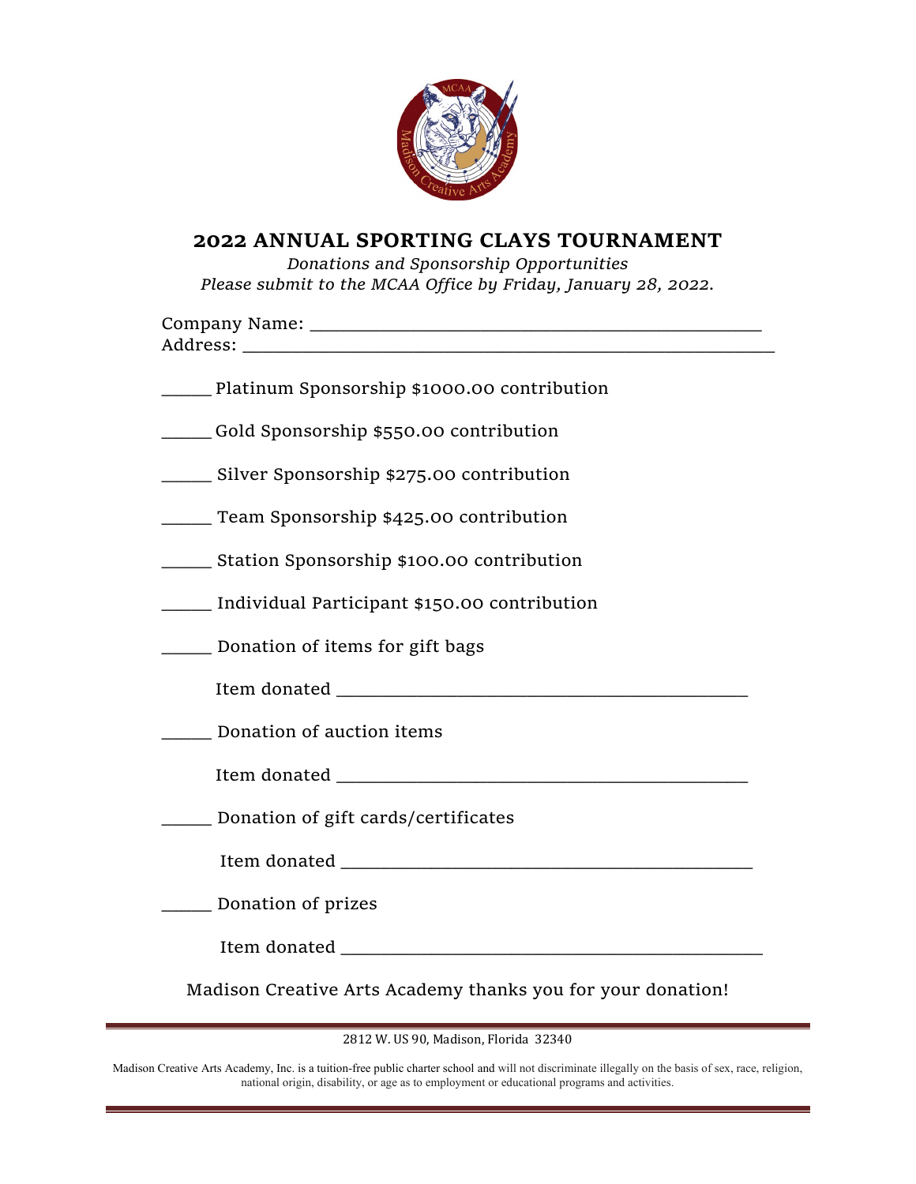# 2022 ANNUAL SPORTING CLAYS TOURNAMENT

*Donations and Sponsorship Opportunities*
*Please submit to the MCAA Office by Friday, January 28, 2022.*

Company Name: ______________________________________________
Address: ____________________________________________________

_____ Platinum Sponsorship $1000.00 contribution

_____ Gold Sponsorship $550.00 contribution

_____ Silver Sponsorship $275.00 contribution

_____ Team Sponsorship $425.00 contribution

_____ Station Sponsorship $100.00 contribution

_____ Individual Participant $150.00 contribution

_____ Donation of items for gift bags

Item donated ________________________________________

_____ Donation of auction items

Item donated ________________________________________

_____ Donation of gift cards/certificates

Item donated ________________________________________

_____ Donation of prizes

Item donated ________________________________________

Madison Creative Arts Academy thanks you for your donation!

2812 W. US 90, Madison, Florida 32340

Madison Creative Arts Academy, Inc. is a tuition-free public charter school and will not discriminate illegally on the basis of sex, race, religion, national origin, disability, or age as to employment or educational programs and activities.